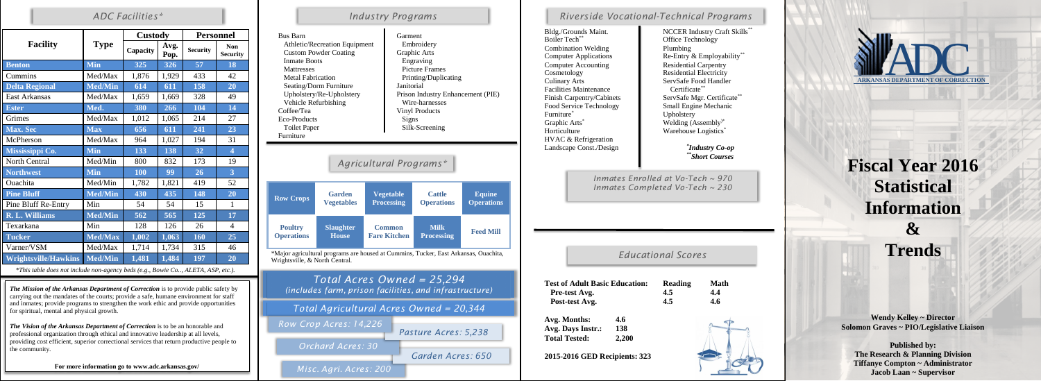## ADC Facilities*

| Facility | Type | Custody | | Personnel | |
|---|---|---|---|---|---|
| | | Capacity | Avg. Pop. | Security | Non Security |
| Benton | Min | 325 | 326 | 57 | 18 |
| Cummins | Med/Max | 1,876 | 1,929 | 433 | 42 |
| Delta Regional | Med/Min | 614 | 611 | 158 | 20 |
| East Arkansas | Med/Max | 1,659 | 1,669 | 328 | 49 |
| Ester | Med. | 380 | 266 | 104 | 14 |
| Grimes | Med/Max | 1,012 | 1,065 | 214 | 27 |
| Max. Sec | Max | 656 | 611 | 241 | 23 |
| McPherson | Med/Max | 964 | 1,027 | 194 | 31 |
| Mississippi Co. | Min | 133 | 138 | 32 | 4 |
| North Central | Med/Min | 800 | 832 | 173 | 19 |
| Northwest | Min | 100 | 99 | 26 | 3 |
| Ouachita | Med/Min | 1,782 | 1,821 | 419 | 52 |
| Pine Bluff | Med/Min | 430 | 435 | 148 | 20 |
| Pine Bluff Re-Entry | Min | 54 | 54 | 15 | 1 |
| R. L. Williams | Med/Min | 562 | 565 | 125 | 17 |
| Texarkana | Min | 128 | 126 | 26 | 4 |
| Tucker | Med/Max | 1,002 | 1,063 | 160 | 25 |
| Varner/VSM | Med/Max | 1,714 | 1,734 | 315 | 46 |
| Wrightsville/Hawkins | Med/Min | 1,481 | 1,484 | 197 | 20 |

*This table does not include non-agency beds (e.g., Bowie Co.., ALETA, ASP, etc.).

***The Mission of the Arkansas Department of Correction*** is to provide public safety by carrying out the mandates of the courts; provide a safe, humane environment for staff and inmates; provide programs to strengthen the work ethic and provide opportunities for spiritual, mental and physical growth.

***The Vision of the Arkansas Department of Correction*** is to be an honorable and professional organization through ethical and innovative leadership at all levels, providing cost efficient, superior correctional services that return productive people to the community.

**For more information go to www.adc.arkansas.gov/**

## Industry Programs

- Bus Barn
  - Athletic/Recreation Equipment
  - Custom Powder Coating
  - Inmate Boots
  - Mattresses
  - Metal Fabrication
  - Seating/Dorm Furniture
  - Upholstery/Re-Upholstery
  - Vehicle Refurbishing
- Coffee/Tea
- Eco-Products
  - Toilet Paper
- Furniture
- Garment
  - Embroidery
- Graphic Arts
  - Engraving
  - Picture Frames
  - Printing/Duplicating
- Janitorial
- Prison Industry Enhancement (PIE)
  - Wire-harnesses
- Vinyl Products
  - Signs
  - Silk-Screening

## Agricultural Programs*

| Row Crops | Garden Vegetables | Vegetable Processing | Cattle Operations | Equine Operations |
|---|---|---|---|---|
| Poultry Operations | Slaughter House | Common Fare Kitchen | Milk Processing | Feed Mill |

*Major agricultural programs are housed at Cummins, Tucker, East Arkansas, Ouachita, Wrightsville, & North Central.

**Total Acres Owned = 25,294**
*(includes farm, prison facilities, and infrastructure)*

**Total Agricultural Acres Owned = 20,344**

- Row Crop Acres: 14,226
- Pasture Acres: 5,238
- Orchard Acres: 30
- Garden Acres: 650
- Misc. Agri. Acres: 200

## Riverside Vocational-Technical Programs

- Bldg./Grounds Maint.
- Boiler Tech**
- Combination Welding
- Computer Applications
- Computer Accounting
- Cosmetology
- Culinary Arts
- Facilities Maintenance
- Finish Carpentry/Cabinets
- Food Service Technology
- Furniture*
- Graphic Arts*
- Horticulture
- HVAC & Refrigeration
- Landscape Const./Design
- NCCER Industry Craft Skills**
- Office Technology
- Plumbing
- Re-Entry & Employability**
- Residential Carpentry
- Residential Electricity
- ServSafe Food Handler Certificate**
- ServSafe Mgr. Certificate**
- Small Engine Mechanic
- Upholstery
- Welding (Assembly)*
- Warehouse Logistics*

*\*Industry Co-op*
*\*\*Short Courses*

*Inmates Enrolled at Vo-Tech ~ 970*
*Inmates Completed Vo-Tech ~ 230*

## Educational Scores

| Test of Adult Basic Education: | Reading | Math |
|---|---|---|
| Pre-test Avg. | 4.5 | 4.4 |
| Post-test Avg. | 4.5 | 4.6 |

**Avg. Months:** 4.6
**Avg. Days Instr.:** 138
**Total Tested:** 2,200

**2015-2016 GED Recipients: 323**

ARKANSAS DEPARTMENT OF CORRECTION

# Fiscal Year 2016 Statistical Information & Trends

**Wendy Kelley ~ Director**
**Solomon Graves ~ PIO/Legislative Liaison**

**Published by:**
**The Research & Planning Division**
**Tiffanye Compton ~ Administrator**
**Jacob Laan ~ Supervisor**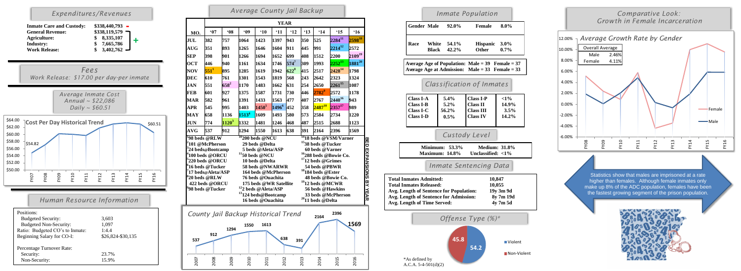## Expenditures/Revenues

| | |
|---|---|
| **Inmate Care and Custody:** | **$338,440,793** − |
| **General Revenue:** | **$338,119,579** |
| **Agriculture:** | **$ 8,335,107** |
| **Industry:** | **$ 7,665,786** |
| **Work Release:** | **$ 3,402,762** + |

## Fees

*Work Release: $17.00 per day-per inmate*

## Average Inmate Cost

*Annual ~ $22,086*
*Daily ~ $60.51*

**Cost Per Day Historical Trend**

$64.00
$62.00
$60.00
$58.00
$56.00
$54.00
$52.00
$50.00

$54.82
$60.51

FY07 FY08 FY09 FY10 FY11 FY12 FY13 FY14 FY15 FY16

## Human Resource Information

| | |
|---|---|
| Positions: | |
| Budgeted Security: | 3,603 |
| Budgeted Non-Security: | 1,097 |
| Ratio: Budgeted CO's to Inmate: | 1:4.4 |
| Beginning Salary for CO-I: | $26,824-$30,135 |
| | |
| Percentage Turnover Rate: | |
| Security: | 23.7% |
| Non-Security: | 15.9% |

## Average County Jail Backup

| MO. | '07 | '08 | '09 | '10 | '11 | '12 | '13 | '14 | '15 | '16 |
|---|---|---|---|---|---|---|---|---|---|---|
| **JUL** | 382 | 757 | 1064 | 1423 | 1397 | 943 | 350 | 525 | 2284[11] | 2598[18] |
| **AUG** | 351 | 893 | 1265 | 1646 | 1604 | 911 | 445 | 991 | 2214[12] | 2572 |
| **SEP** | 398 | 901 | 1266 | 1694 | 1652 | 699 | 408 | 1512 | 2200 | 2109[19] |
| **OCT** | 446 | 940 | 1161 | 1634 | 1746 | 574[7] | 309 | 1993 | 2252[13] | 1881[20] |
| **NOV** | 551[1] | 895 | 1285 | 1619 | 1942 | 622[8] | 415 | 2517 | 2428[14] | 1798 |
| **DEC** | 610 | 761 | 1301 | 1543 | 1819 | 568 | 243 | 2642 | 2323 | 1324 |
| **JAN** | 551 | 658[2] | 1170 | 1483 | 1662 | 631 | 254 | 2650 | 2261[15] | 1087 |
| **FEB** | 601 | 927 | 1375 | 1587 | 1731 | 730 | 446 | 2782[9] | 2572 | 1178 |
| **MAR** | 582 | 961 | 1391 | 1433 | 1563 | 477 | 407 | 2767 | 2440[16] | 943 |
| **APR** | 545 | 995 | 1403 | 1450[5] | 1496[6] | 452 | 358 | 2487[10] | 2357[17] | 989 |
| **MAY** | 658 | 1136 | 1513[4] | 1609 | 1493 | 580 | 573 | 2584 | 2734 | 1220 |
| **JUN** | 774 | 1120[3] | 1332 | 1481 | 1246 | 468 | 487 | 2515 | 2688 | 1123 |
| **AVG** | 537 | 912 | 1294 | 1550 | 1613 | 638 | 391 | 2164 | 2396 | 1569 |

**BED EXPANSIONS BY YEAR**

[1] 98 beds @RLW
[2] 101 @McPherson
[3] 24 beds@Bootcamp
[4] 100 beds @ORCU
[5] 220 beds @ORCU
[6] 16 beds @Tucker
[7] 17 beds@Aleta/ASP
[8] 20 beds @RLW
422 beds @ORCU
[9] 98 beds @Tucker
[10] 200 beds @NCU
29 beds @Delta
5 beds @Aleta/ASP
[11] 50 beds @NCU
10 beds @Delta
58 beds @NWARWR
164 beds @McPherson
76 beds @Ouachita
175 beds @WR Satellite
[12] 2 beds @Aleta/ASP
[13] 124 beds@Bootcamp
16 beds @Ouachita
[14] 18 beds @VSM/Varner
[15] 38 beds @Tucker
60 beds @Varner
[16] 288 beds @Bowie Co.
[17] 12 beds @Grimes
54 beds @PBWR
[18] 184 beds @Ester
48 beds @Bowie Co.
[19] 12 beds @MCWR
56 beds @Hawkins
33 beds @McPherson
[20] 11 beds @Delta

**County Jail Backup Historical Trend**

537 912 1294 1550 1613 638 391 2164 2396 1569

2007 2008 2009 2010 2011 2012 2013 2014 2015 2016

## Inmate Population

| | | | | |
|---|---|---|---|---|
| **Gender** | **Male** | **92.0%** | **Female** | **8.0%** |
| **Race** | **White** | **54.1%** | **Hispanic** | **3.0%** |
| | **Black** | **42.2%** | **Other** | **0.7%** |

**Average Age of Population: Male = 39 Female = 37**
**Average Age at Admission: Male = 33 Female = 33**

## Classification of Inmates

| | | | |
|---|---|---|---|
| **Class I-A** | **5.4%** | **Class I-P** | **<1%** |
| **Class I-B** | **5.2%** | **Class II** | **14.9%** |
| **Class I-C** | **56.2%** | **Class III** | **3.5%** |
| **Class I-D** | **0.5%** | **Class IV** | **14.2%** |

## Custody Level

| | |
|---|---|
| **Minimum: 53.3%** | **Medium: 31.8%** |
| **Maximum: 14.8%** | **Unclassified: <1%** |

## Inmate Sentencing Data

| | |
|---|---|
| **Total Inmates Admitted:** | **10,847** |
| **Total Inmates Released:** | **10,055** |
| **Avg. Length of Sentence for Population:** | **19y 3m 9d** |
| **Avg. Length of Sentence for Admission:** | **8y 7m 19d** |
| **Avg. Length of Time Served:** | **4y 7m 5d** |

## Offense Type (%)*

45.8
54.2
Violent
Non-Violent

*As defined by A.C.A. 5-4-501(d)(2)

## Comparative Look: Growth in Female Incarceration

*Average Growth Rate by Gender*

| Overall Average | |
|---|---|
| Male | 2.46% |
| Female | 4.11% |

12.00%
10.00%
8.00%
6.00%
4.00%
2.00%
0.00%
-2.00%
-4.00%
-6.00%

FY08 FY09 FY10 FY11 FY12 FY13 FY14 FY15 FY16

Female
Male

Statistics show that males are imprisoned at a rate higher than females. Although female inmates only make up 8% of the ADC population, females have been the fastest growing segment of the prison population.